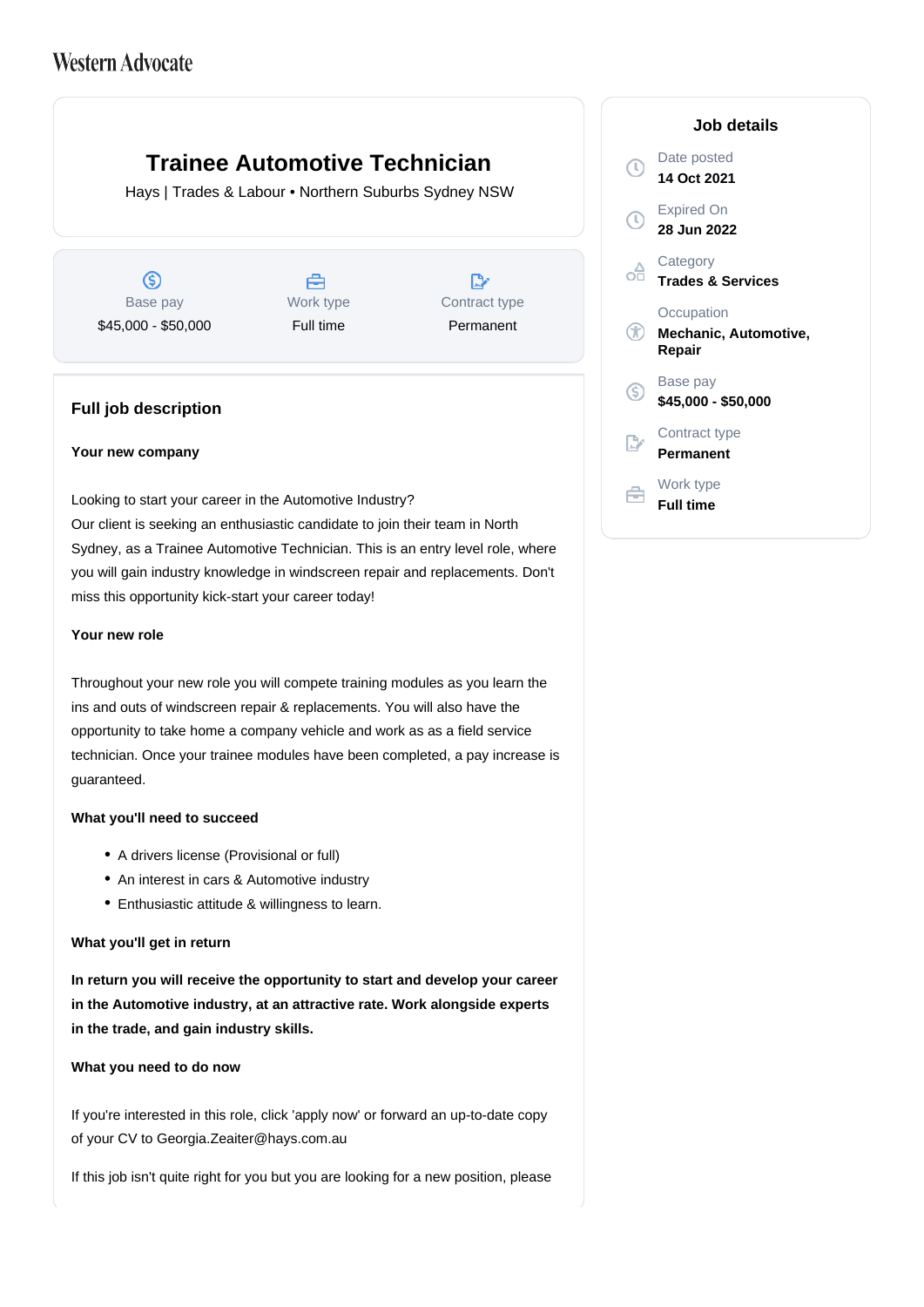Western Advocate

# Trainee Automotive Technician

Hays | Trades & Labour • Northern Suburbs Sydney NSW

| Base pay | Work type | Contract type |
| --- | --- | --- |
| $45,000 - $50,000 | Full time | Permanent |

## Full job description

**Your new company**

Looking to start your career in the Automotive Industry?
Our client is seeking an enthusiastic candidate to join their team in North Sydney, as a Trainee Automotive Technician. This is an entry level role, where you will gain industry knowledge in windscreen repair and replacements. Don't miss this opportunity kick-start your career today!

**Your new role**

Throughout your new role you will compete training modules as you learn the ins and outs of windscreen repair & replacements. You will also have the opportunity to take home a company vehicle and work as as a field service technician. Once your trainee modules have been completed, a pay increase is guaranteed.

**What you'll need to succeed**

- A drivers license (Provisional or full)
- An interest in cars & Automotive industry
- Enthusiastic attitude & willingness to learn.

**What you'll get in return**

**In return you will receive the opportunity to start and develop your career in the Automotive industry, at an attractive rate. Work alongside experts in the trade, and gain industry skills.**

**What you need to do now**

If you're interested in this role, click 'apply now' or forward an up-to-date copy of your CV to Georgia.Zeaiter@hays.com.au

If this job isn't quite right for you but you are looking for a new position, please

## Job details

Date posted
**14 Oct 2021**

Expired On
**28 Jun 2022**

Category
**Trades & Services**

Occupation
**Mechanic, Automotive, Repair**

Base pay
**$45,000 - $50,000**

Contract type
**Permanent**

Work type
**Full time**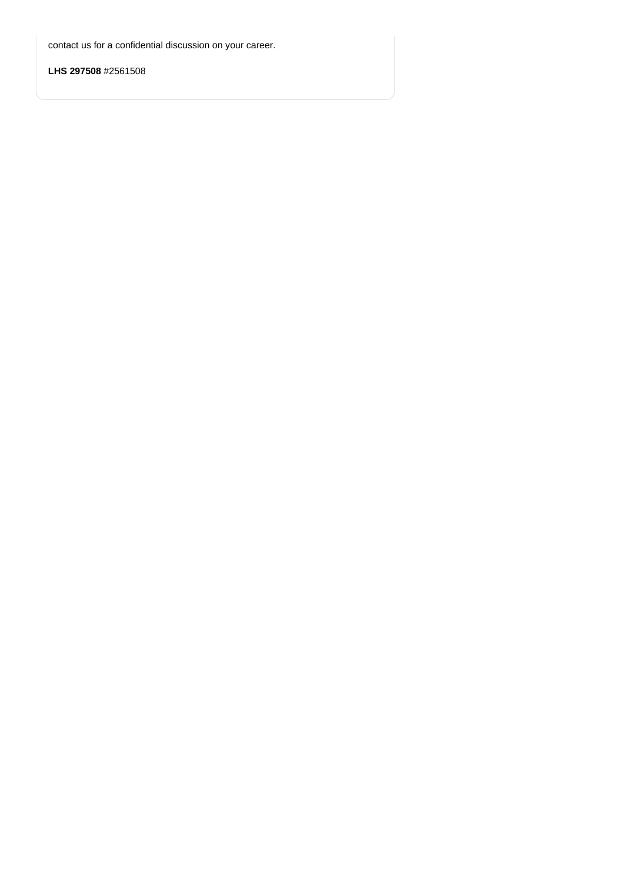contact us for a confidential discussion on your career.

**LHS 297508** #2561508